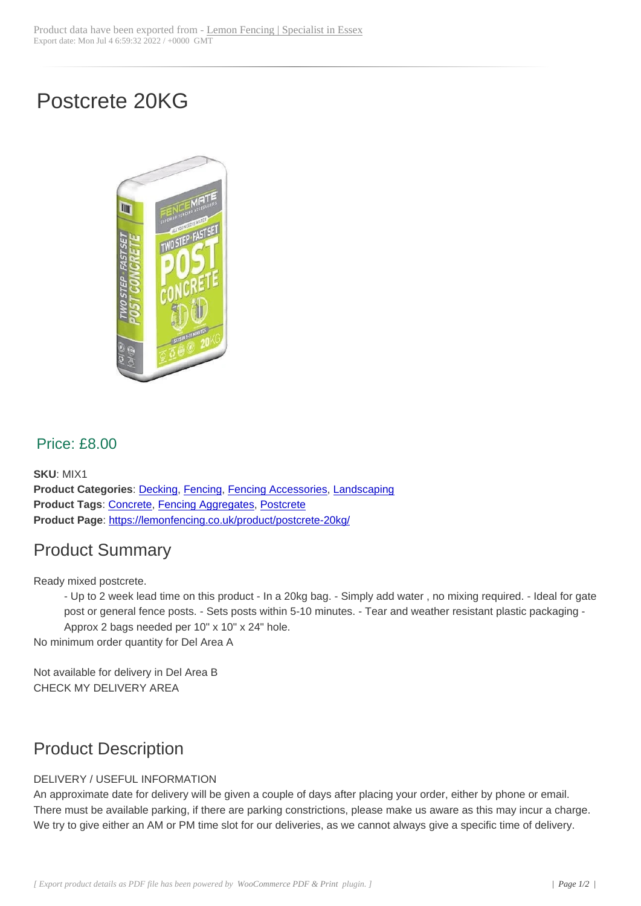# Postcrete 20KG

## Price: £8.00

**SKU**: MIX1
**Product Categories**: Decking, Fencing, Fencing Accessories, Landscaping
**Product Tags**: Concrete, Fencing Aggregates, Postcrete
**Product Page**: https://lemonfencing.co.uk/product/postcrete-20kg/

## Product Summary

Ready mixed postcrete.

- Up to 2 week lead time on this product - In a 20kg bag. - Simply add water , no mixing required. - Ideal for gate post or general fence posts. - Sets posts within 5-10 minutes. - Tear and weather resistant plastic packaging - Approx 2 bags needed per 10" x 10" x 24" hole.

No minimum order quantity for Del Area A

Not available for delivery in Del Area B
CHECK MY DELIVERY AREA

## Product Description

DELIVERY / USEFUL INFORMATION
An approximate date for delivery will be given a couple of days after placing your order, either by phone or email. There must be available parking, if there are parking constrictions, please make us aware as this may incur a charge. We try to give either an AM or PM time slot for our deliveries, as we cannot always give a specific time of delivery.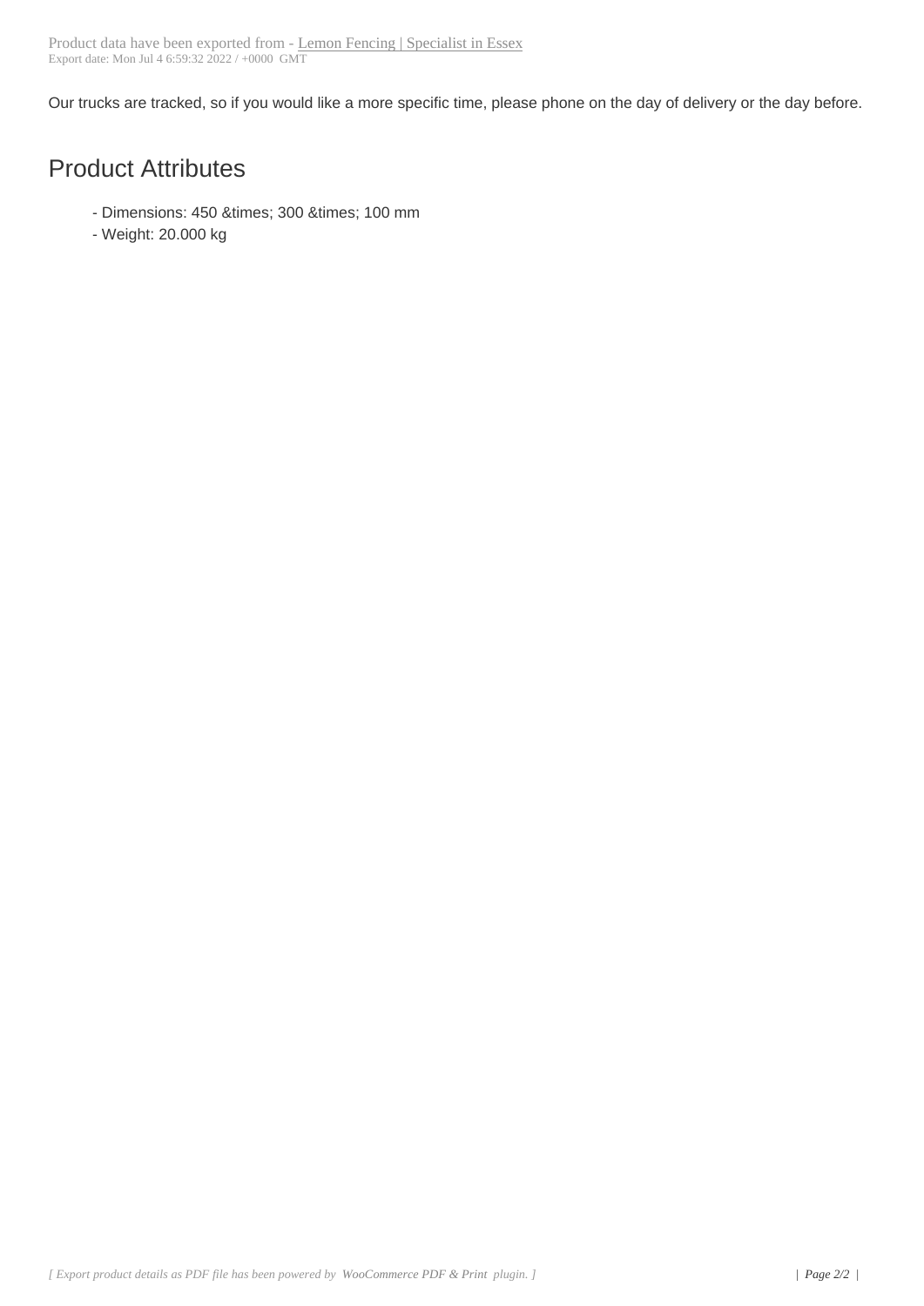Our trucks are tracked, so if you would like a more specific time, please phone on the day of delivery or the day before.

## Product Attributes

- Dimensions: 450 &times; 300 &times; 100 mm
- Weight: 20.000 kg